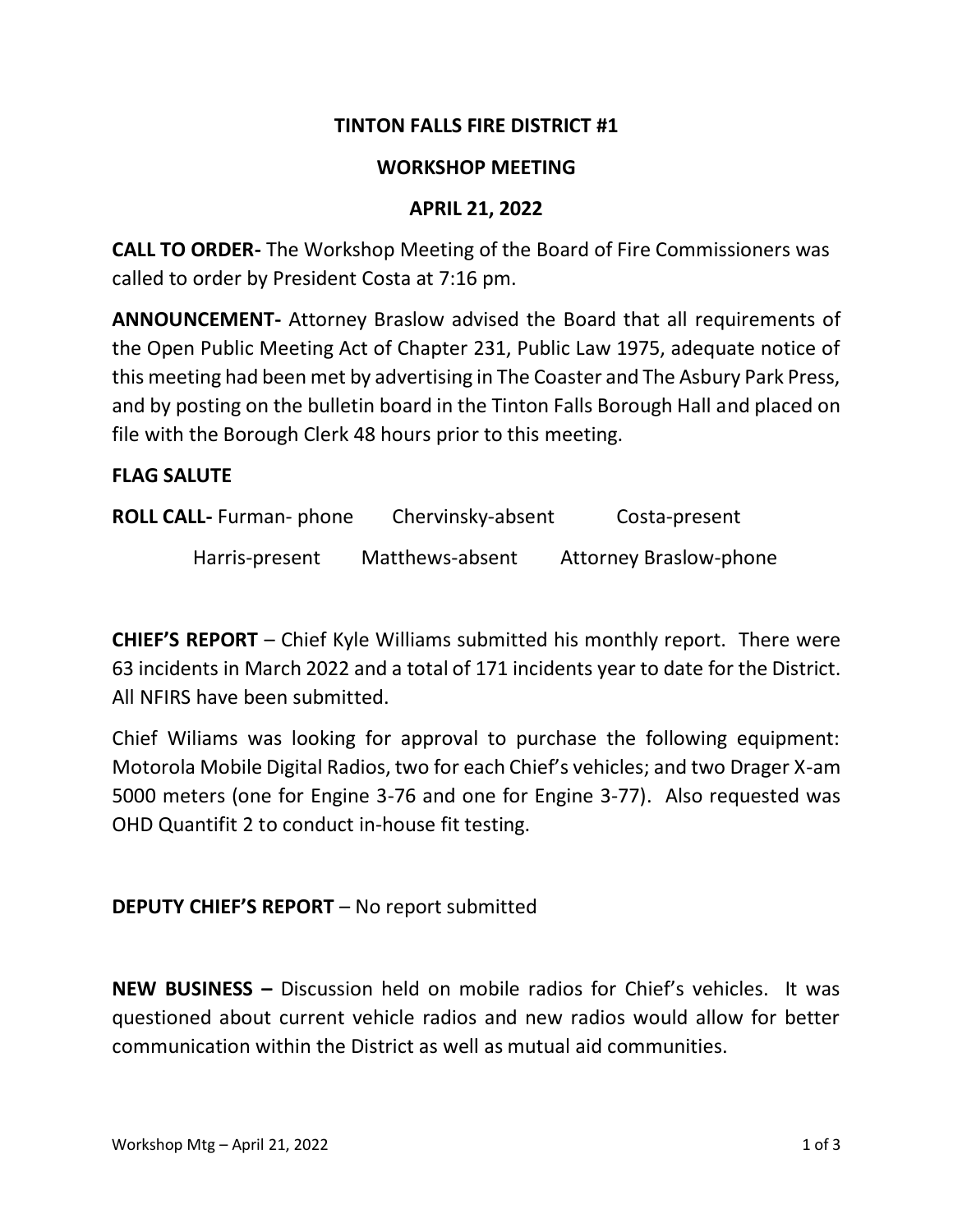**TINTON FALLS FIRE DISTRICT #1**

**WORKSHOP MEETING**

**APRIL 21, 2022**

**CALL TO ORDER-** The Workshop Meeting of the Board of Fire Commissioners was called to order by President Costa at 7:16 pm.

**ANNOUNCEMENT-** Attorney Braslow advised the Board that all requirements of the Open Public Meeting Act of Chapter 231, Public Law 1975, adequate notice of this meeting had been met by advertising in The Coaster and The Asbury Park Press, and by posting on the bulletin board in the Tinton Falls Borough Hall and placed on file with the Borough Clerk 48 hours prior to this meeting.

**FLAG SALUTE**

**ROLL CALL-** Furman- phone  Chervinsky-absent  Costa-present

Harris-present  Matthews-absent  Attorney Braslow-phone

**CHIEF'S REPORT** – Chief Kyle Williams submitted his monthly report. There were 63 incidents in March 2022 and a total of 171 incidents year to date for the District. All NFIRS have been submitted.

Chief Wiliams was looking for approval to purchase the following equipment: Motorola Mobile Digital Radios, two for each Chief's vehicles; and two Drager X-am 5000 meters (one for Engine 3-76 and one for Engine 3-77). Also requested was OHD Quantifit 2 to conduct in-house fit testing.

**DEPUTY CHIEF'S REPORT** – No report submitted

**NEW BUSINESS –** Discussion held on mobile radios for Chief's vehicles. It was questioned about current vehicle radios and new radios would allow for better communication within the District as well as mutual aid communities.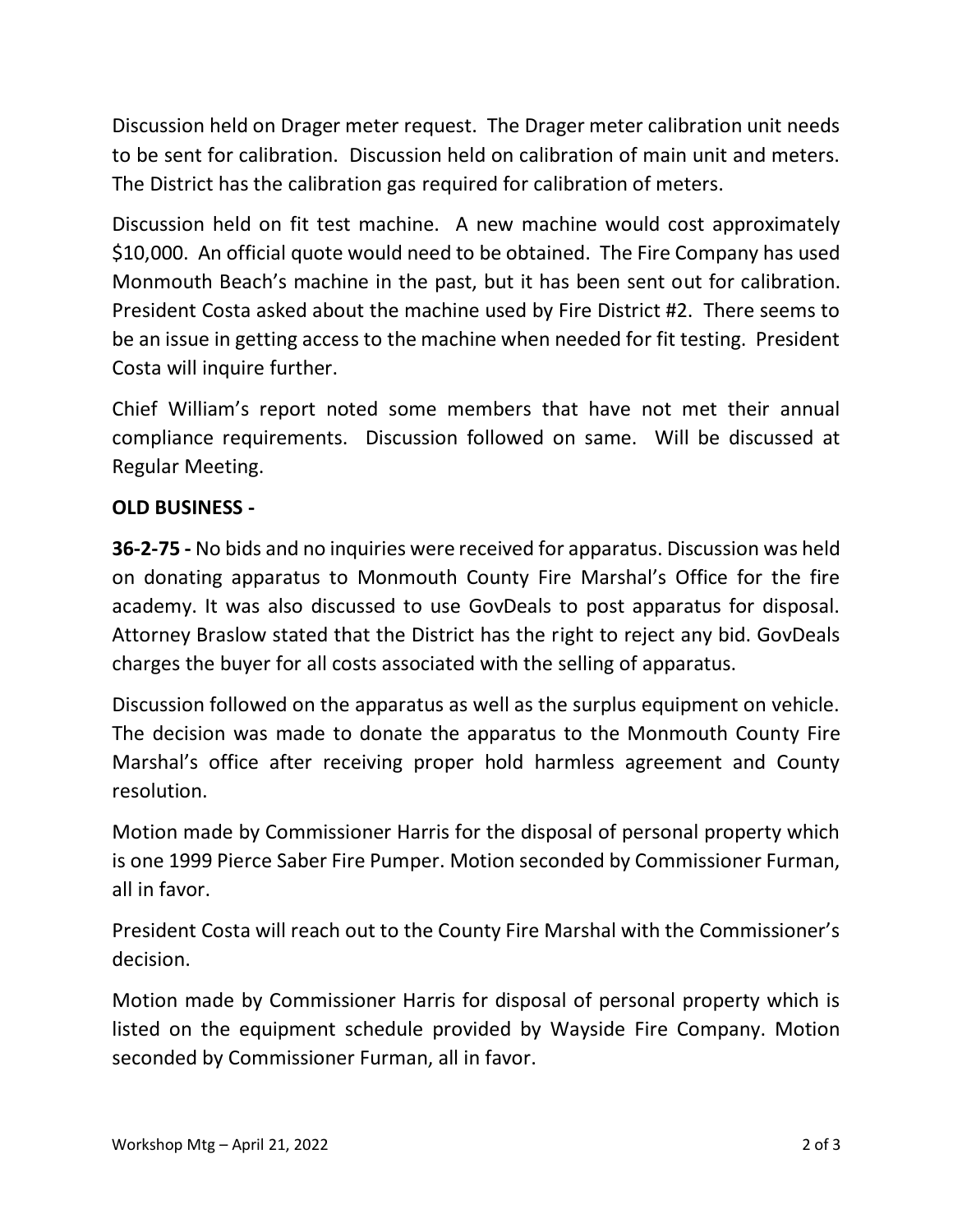Discussion held on Drager meter request. The Drager meter calibration unit needs to be sent for calibration. Discussion held on calibration of main unit and meters. The District has the calibration gas required for calibration of meters.

Discussion held on fit test machine. A new machine would cost approximately $10,000. An official quote would need to be obtained. The Fire Company has used Monmouth Beach's machine in the past, but it has been sent out for calibration. President Costa asked about the machine used by Fire District #2. There seems to be an issue in getting access to the machine when needed for fit testing. President Costa will inquire further.

Chief William's report noted some members that have not met their annual compliance requirements. Discussion followed on same. Will be discussed at Regular Meeting.

**OLD BUSINESS -**

**36-2-75 -** No bids and no inquiries were received for apparatus. Discussion was held on donating apparatus to Monmouth County Fire Marshal's Office for the fire academy. It was also discussed to use GovDeals to post apparatus for disposal. Attorney Braslow stated that the District has the right to reject any bid. GovDeals charges the buyer for all costs associated with the selling of apparatus.

Discussion followed on the apparatus as well as the surplus equipment on vehicle. The decision was made to donate the apparatus to the Monmouth County Fire Marshal's office after receiving proper hold harmless agreement and County resolution.

Motion made by Commissioner Harris for the disposal of personal property which is one 1999 Pierce Saber Fire Pumper. Motion seconded by Commissioner Furman, all in favor.

President Costa will reach out to the County Fire Marshal with the Commissioner's decision.

Motion made by Commissioner Harris for disposal of personal property which is listed on the equipment schedule provided by Wayside Fire Company. Motion seconded by Commissioner Furman, all in favor.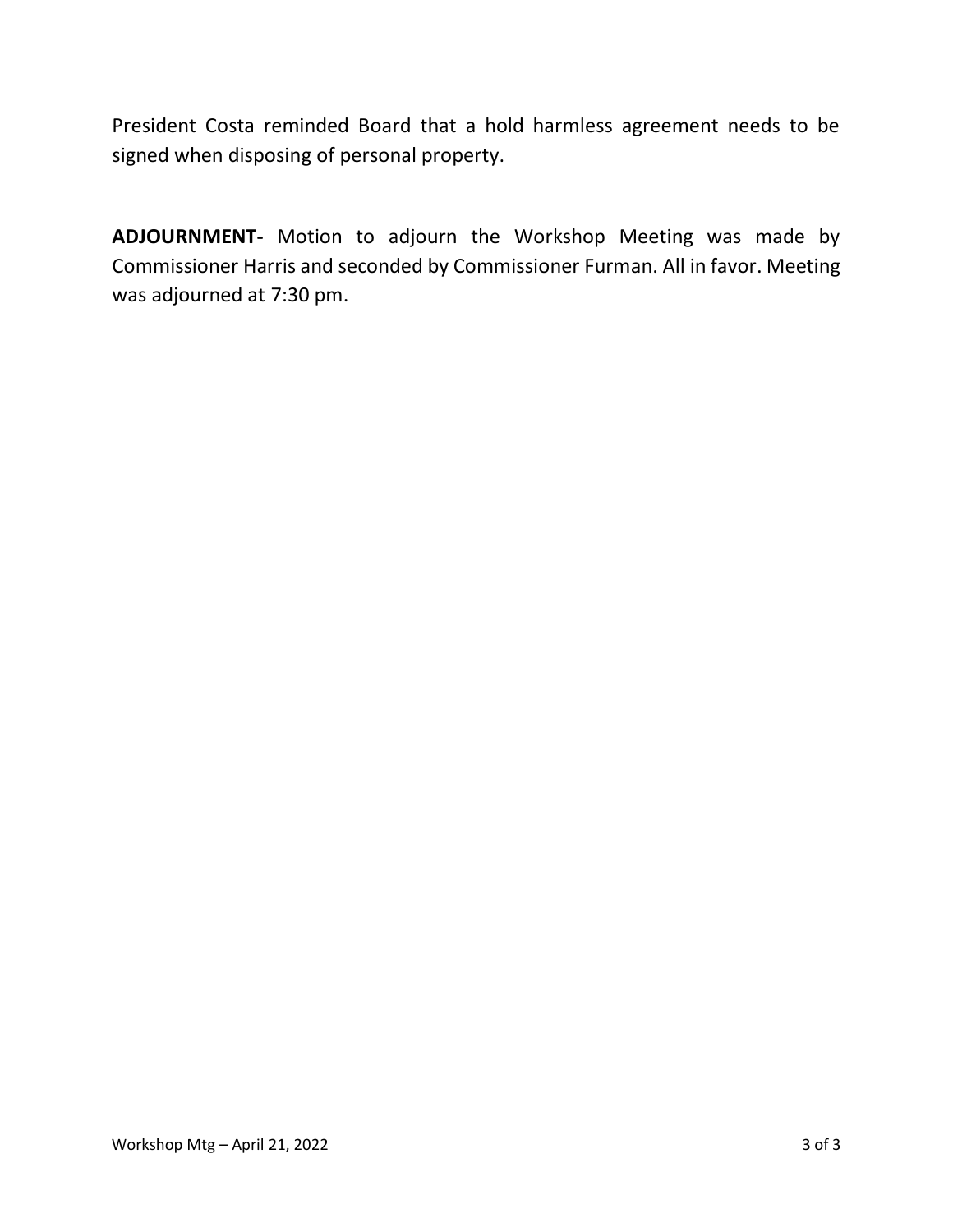President Costa reminded Board that a hold harmless agreement needs to be signed when disposing of personal property.

**ADJOURNMENT-** Motion to adjourn the Workshop Meeting was made by Commissioner Harris and seconded by Commissioner Furman. All in favor. Meeting was adjourned at 7:30 pm.